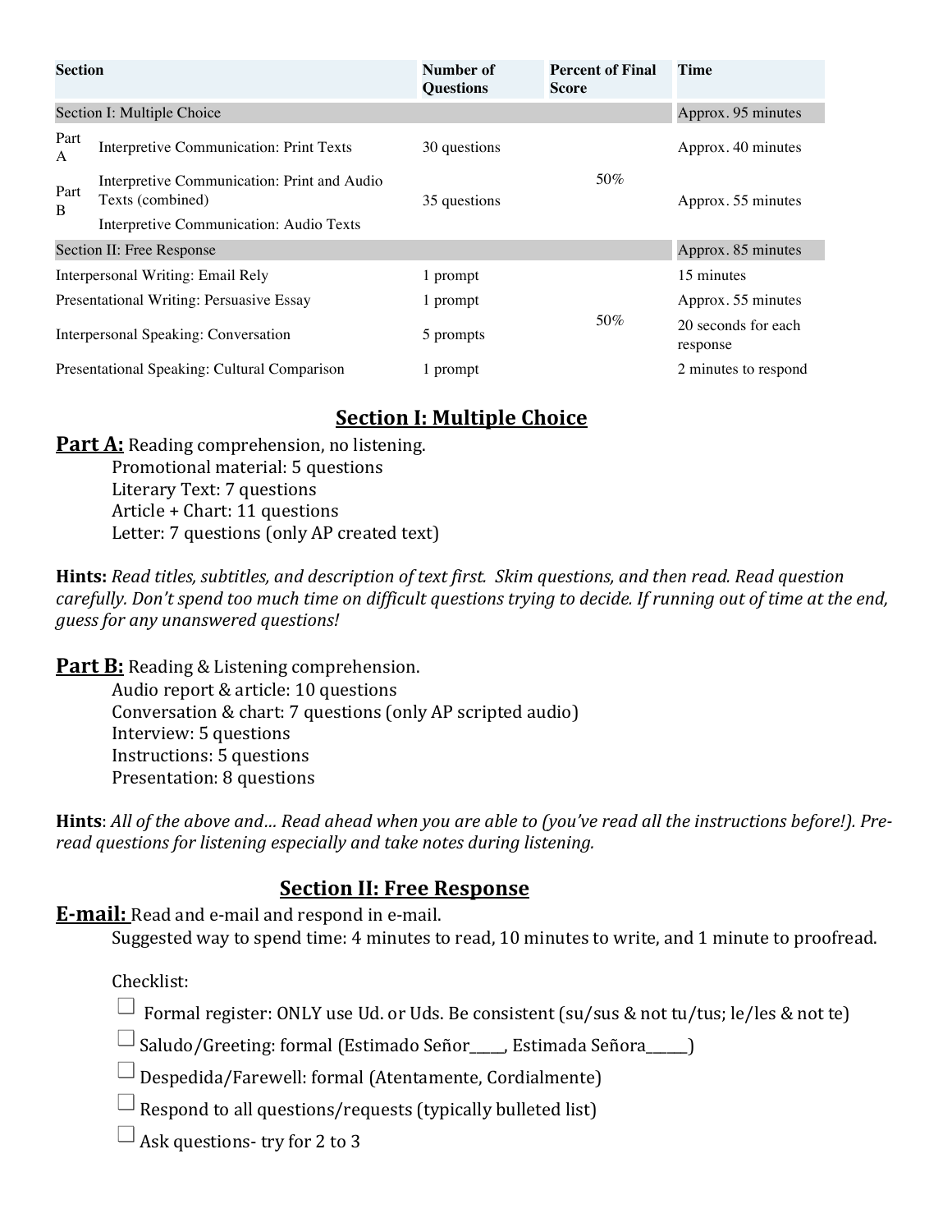| Section | | Number of Questions | Percent of Final Score | Time |
|---|---|---|---|---|
| Section I: Multiple Choice | | | | Approx. 95 minutes |
| Part A | Interpretive Communication: Print Texts | 30 questions | 50% | Approx. 40 minutes |
| Part B | Interpretive Communication: Print and Audio Texts (combined)<br>Interpretive Communication: Audio Texts | 35 questions | | Approx. 55 minutes |
| Section II: Free Response | | | | Approx. 85 minutes |
| Interpersonal Writing: Email Rely | | 1 prompt | 50% | 15 minutes |
| Presentational Writing: Persuasive Essay | | 1 prompt | | Approx. 55 minutes |
| Interpersonal Speaking: Conversation | | 5 prompts | | 20 seconds for each response |
| Presentational Speaking: Cultural Comparison | | 1 prompt | | 2 minutes to respond |

## Section I: Multiple Choice

**Part A:** Reading comprehension, no listening.

- Promotional material: 5 questions
- Literary Text: 7 questions
- Article + Chart: 11 questions
- Letter: 7 questions (only AP created text)

**Hints:** *Read titles, subtitles, and description of text first. Skim questions, and then read. Read question carefully. Don't spend too much time on difficult questions trying to decide. If running out of time at the end, guess for any unanswered questions!*

**Part B:** Reading & Listening comprehension.

- Audio report & article: 10 questions
- Conversation & chart: 7 questions (only AP scripted audio)
- Interview: 5 questions
- Instructions: 5 questions
- Presentation: 8 questions

**Hints**: *All of the above and… Read ahead when you are able to (you've read all the instructions before!). Pre-read questions for listening especially and take notes during listening.*

## Section II: Free Response

**E-mail:** Read and e-mail and respond in e-mail.

Suggested way to spend time: 4 minutes to read, 10 minutes to write, and 1 minute to proofread.

Checklist:

- ☐ Formal register: ONLY use Ud. or Uds. Be consistent (su/sus & not tu/tus; le/les & not te)
- ☐ Saludo/Greeting: formal (Estimado Señor_____, Estimada Señora______)
- ☐ Despedida/Farewell: formal (Atentamente, Cordialmente)
- ☐ Respond to all questions/requests (typically bulleted list)
- ☐ Ask questions- try for 2 to 3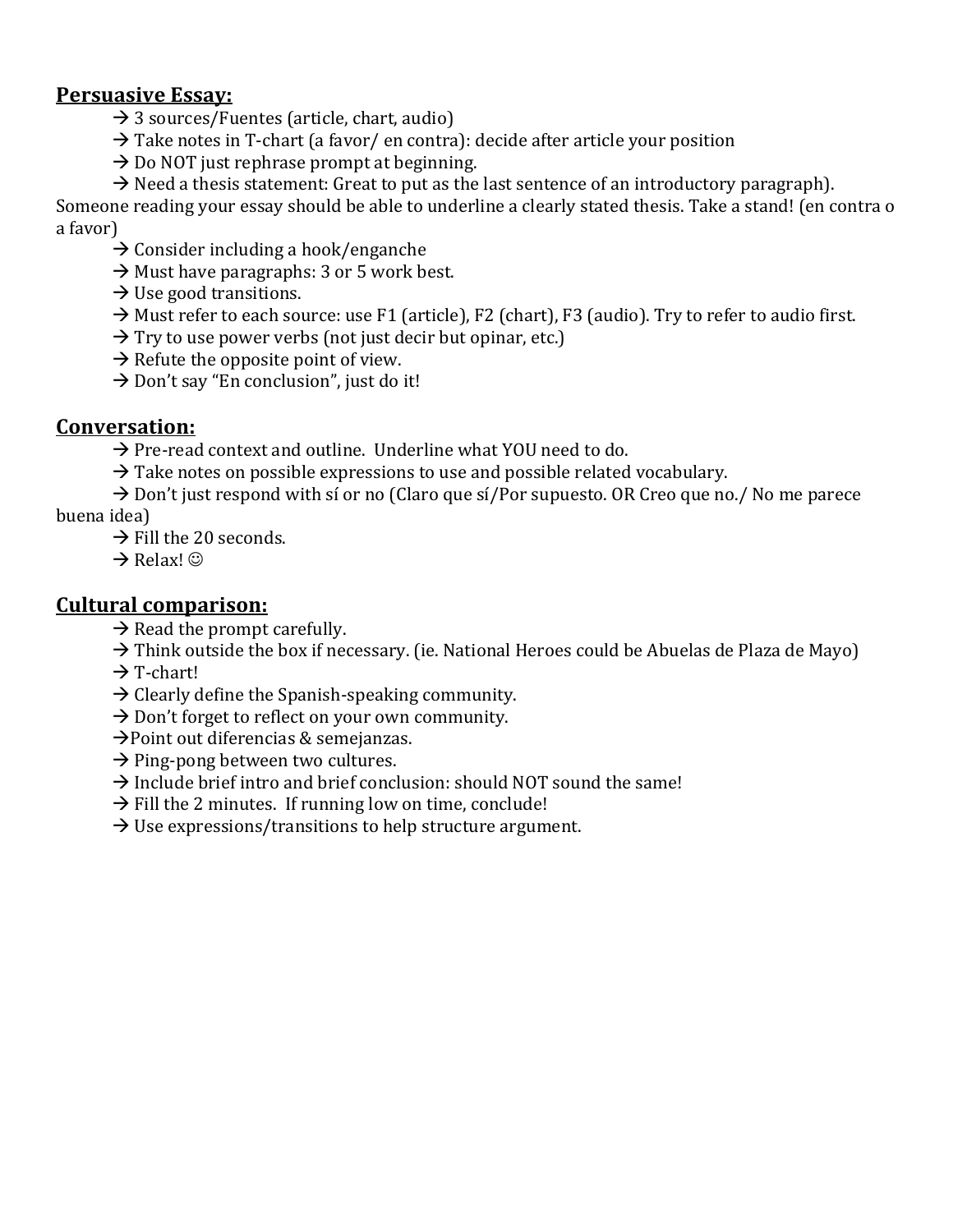## **Persuasive Essay:**

→ 3 sources/Fuentes (article, chart, audio)

→ Take notes in T-chart (a favor/ en contra): decide after article your position

→ Do NOT just rephrase prompt at beginning.

→ Need a thesis statement: Great to put as the last sentence of an introductory paragraph). Someone reading your essay should be able to underline a clearly stated thesis. Take a stand! (en contra o a favor)

→ Consider including a hook/enganche

→ Must have paragraphs: 3 or 5 work best.

→ Use good transitions.

→ Must refer to each source: use F1 (article), F2 (chart), F3 (audio). Try to refer to audio first.

→ Try to use power verbs (not just decir but opinar, etc.)

→ Refute the opposite point of view.

→ Don't say "En conclusion", just do it!

## **Conversation:**

→ Pre-read context and outline. Underline what YOU need to do.

→ Take notes on possible expressions to use and possible related vocabulary.

→ Don't just respond with sí or no (Claro que sí/Por supuesto. OR Creo que no./ No me parece buena idea)

→ Fill the 20 seconds.

→ Relax! ☺

## **Cultural comparison:**

→ Read the prompt carefully.

→ Think outside the box if necessary. (ie. National Heroes could be Abuelas de Plaza de Mayo)

→ T-chart!

→ Clearly define the Spanish-speaking community.

→ Don't forget to reflect on your own community.

→ Point out diferencias & semejanzas.

→ Ping-pong between two cultures.

→ Include brief intro and brief conclusion: should NOT sound the same!

→ Fill the 2 minutes. If running low on time, conclude!

→ Use expressions/transitions to help structure argument.